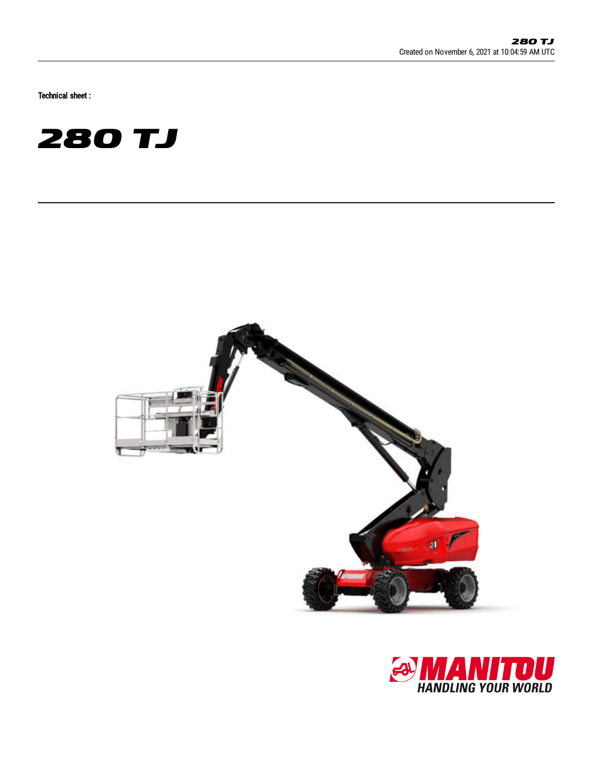Technical sheet :

# 280 TJ

MANITOU
HANDLING YOUR WORLD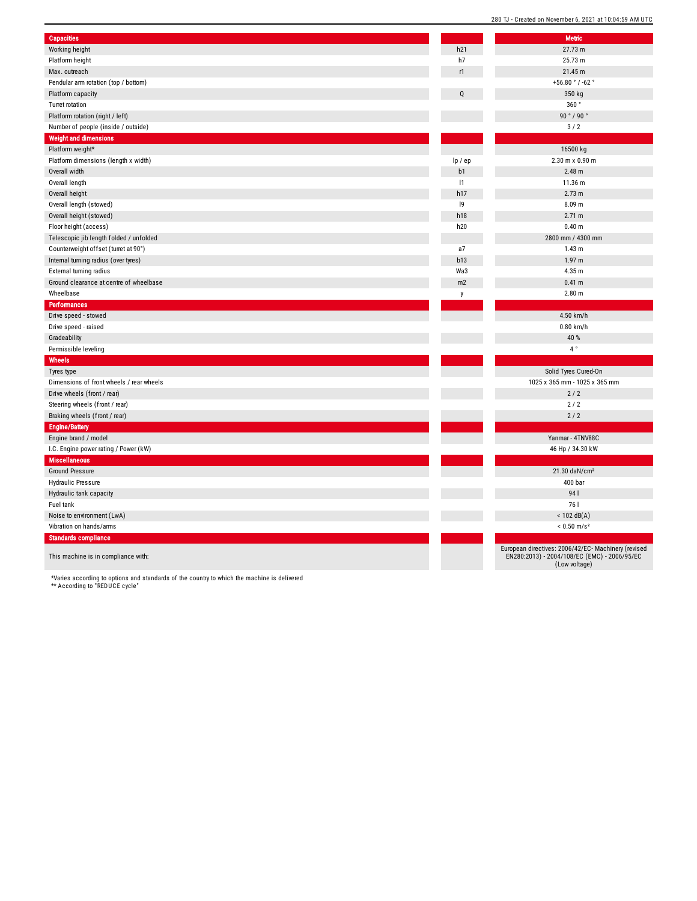| Capacities | | Metric |
|---|---|---|
| Working height | h21 | 27.73 m |
| Platform height | h7 | 25.73 m |
| Max. outreach | r1 | 21.45 m |
| Pendular arm rotation (top / bottom) | | +56.80 ° / -62 ° |
| Platform capacity | Q | 350 kg |
| Turret rotation | | 360 ° |
| Platform rotation (right / left) | | 90 ° / 90 ° |
| Number of people (inside / outside) | | 3 / 2 |
| **Weight and dimensions** | | |
| Platform weight* | | 16500 kg |
| Platform dimensions (length x width) | lp / ep | 2.30 m x 0.90 m |
| Overall width | b1 | 2.48 m |
| Overall length | l1 | 11.36 m |
| Overall height | h17 | 2.73 m |
| Overall length (stowed) | l9 | 8.09 m |
| Overall height (stowed) | h18 | 2.71 m |
| Floor height (access) | h20 | 0.40 m |
| Telescopic jib length folded / unfolded | | 2800 mm / 4300 mm |
| Counterweight offset (turret at 90°) | a7 | 1.43 m |
| Internal turning radius (over tyres) | b13 | 1.97 m |
| External turning radius | Wa3 | 4.35 m |
| Ground clearance at centre of wheelbase | m2 | 0.41 m |
| Wheelbase | y | 2.80 m |
| **Performances** | | |
| Drive speed - stowed | | 4.50 km/h |
| Drive speed - raised | | 0.80 km/h |
| Gradeability | | 40 % |
| Permissible leveling | | 4 ° |
| **Wheels** | | |
| Tyres type | | Solid Tyres Cured-On |
| Dimensions of front wheels / rear wheels | | 1025 x 365 mm - 1025 x 365 mm |
| Drive wheels (front / rear) | | 2 / 2 |
| Steering wheels (front / rear) | | 2 / 2 |
| Braking wheels (front / rear) | | 2 / 2 |
| **Engine/Battery** | | |
| Engine brand / model | | Yanmar - 4TNV88C |
| I.C. Engine power rating / Power (kW) | | 46 Hp / 34.30 kW |
| **Miscellaneous** | | |
| Ground Pressure | | 21.30 daN/cm² |
| Hydraulic Pressure | | 400 bar |
| Hydraulic tank capacity | | 94 l |
| Fuel tank | | 76 l |
| Noise to environment (LwA) | | < 102 dB(A) |
| Vibration on hands/arms | | < 0.50 m/s² |
| **Standards compliance** | | |
| This machine is in compliance with: | | European directives: 2006/42/EC- Machinery (revised EN280:2013) - 2004/108/EC (EMC) - 2006/95/EC (Low voltage) |

*Varies according to options and standards of the country to which the machine is delivered
** According to "REDUCE cycle"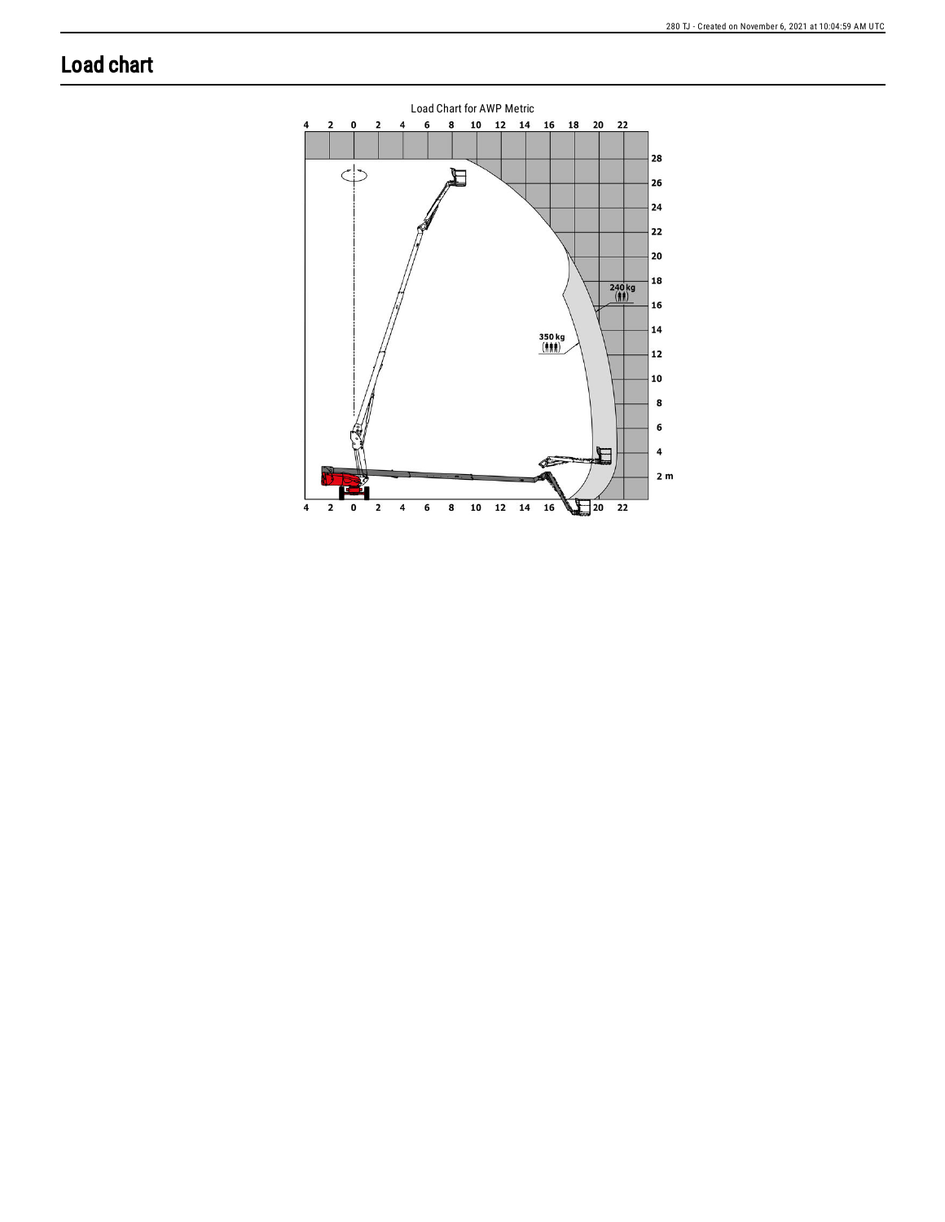# Load chart

Load Chart for AWP Metric

240 kg

350 kg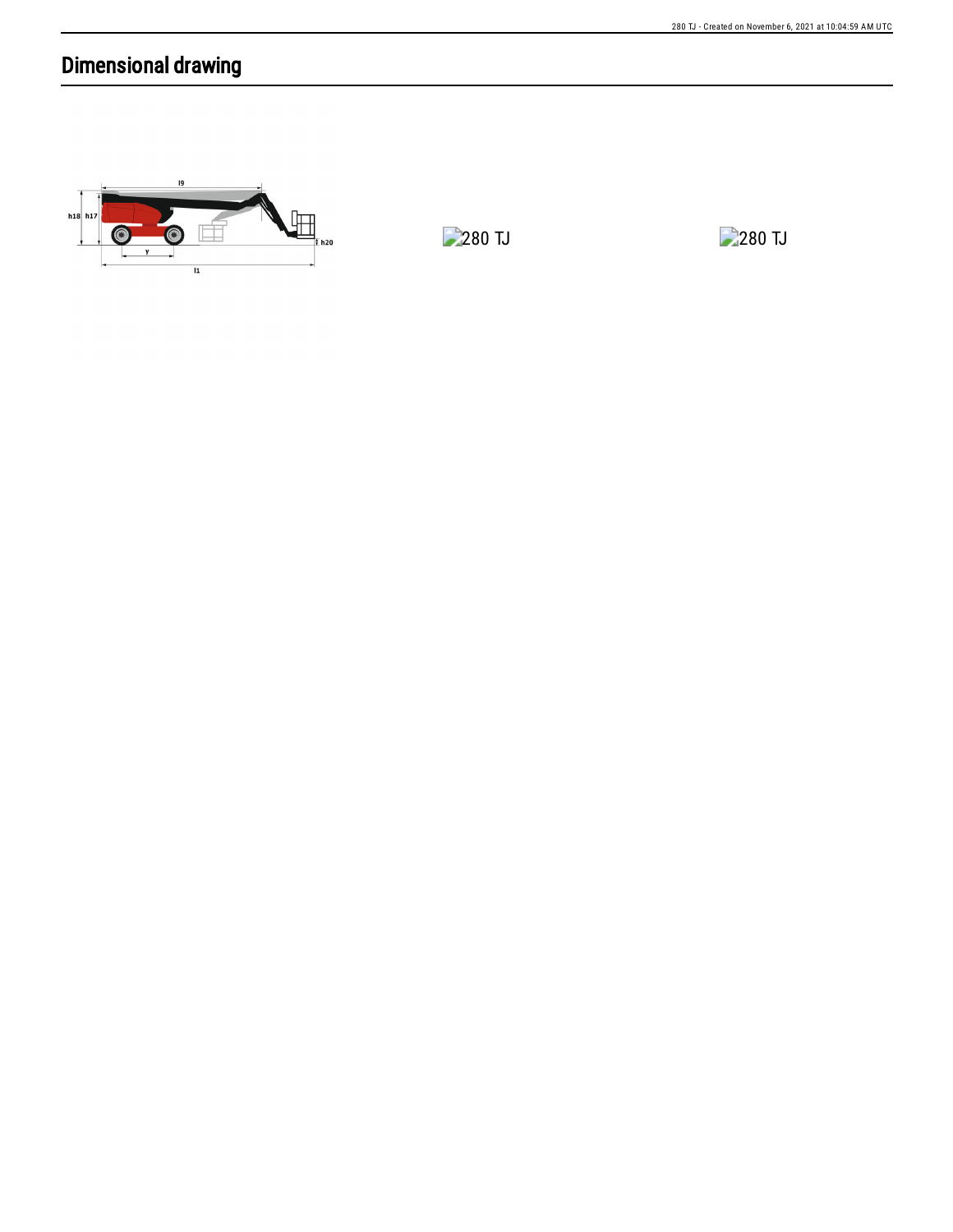# Dimensional drawing

280 TJ

280 TJ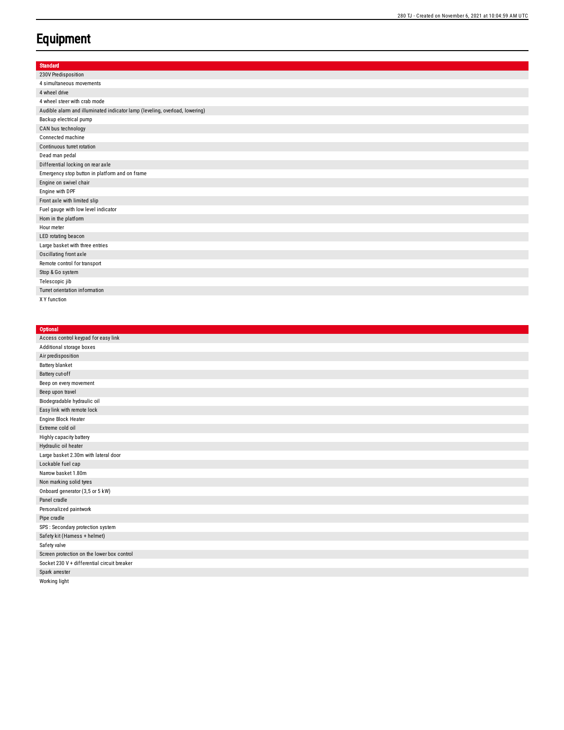# Equipment

| Standard |
|---|
| 230V Predisposition |
| 4 simultaneous movements |
| 4 wheel drive |
| 4 wheel steer with crab mode |
| Audible alarm and illuminated indicator lamp (leveling, overload, lowering) |
| Backup electrical pump |
| CAN bus technology |
| Connected machine |
| Continuous turret rotation |
| Dead man pedal |
| Differential locking on rear axle |
| Emergency stop button in platform and on frame |
| Engine on swivel chair |
| Engine with DPF |
| Front axle with limited slip |
| Fuel gauge with low level indicator |
| Horn in the platform |
| Hour meter |
| LED rotating beacon |
| Large basket with three entries |
| Oscillating front axle |
| Remote control for transport |
| Stop & Go system |
| Telescopic jib |
| Turret orientation information |
| X Y function |

| Optional |
|---|
| Access control keypad for easy link |
| Additional storage boxes |
| Air predisposition |
| Battery blanket |
| Battery cut-off |
| Beep on every movement |
| Beep upon travel |
| Biodegradable hydraulic oil |
| Easy link with remote lock |
| Engine Block Heater |
| Extreme cold oil |
| Highly capacity battery |
| Hydraulic oil heater |
| Large basket 2.30m with lateral door |
| Lockable fuel cap |
| Narrow basket 1.80m |
| Non marking solid tyres |
| Onboard generator (3,5 or 5 kW) |
| Panel cradle |
| Personalized paintwork |
| Pipe cradle |
| SPS : Secondary protection system |
| Safety kit (Harness + helmet) |
| Safety valve |
| Screen protection on the lower box control |
| Socket 230 V + differential circuit breaker |
| Spark arrester |
| Working light |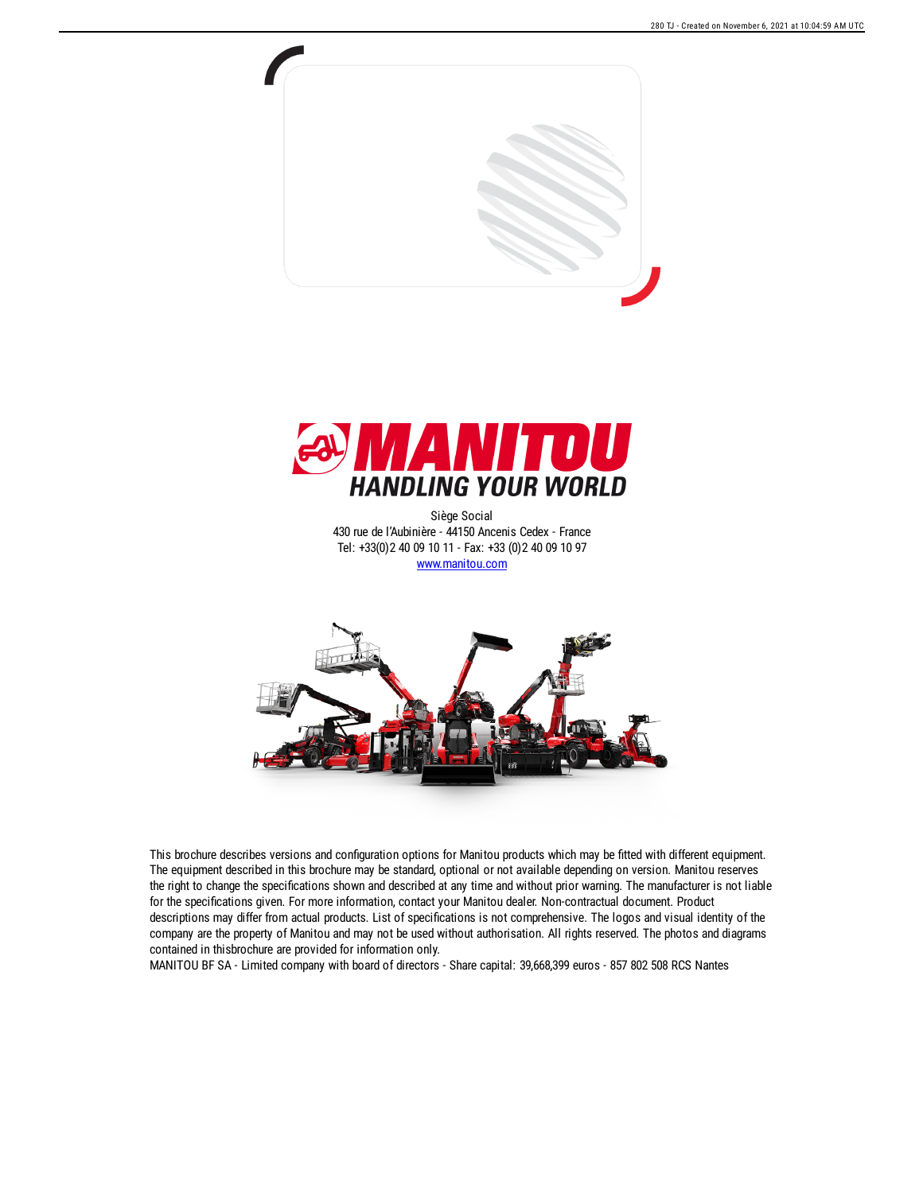MANITOU

HANDLING YOUR WORLD

Siège Social
430 rue de l'Aubinière - 44150 Ancenis Cedex - France
Tel: +33(0)2 40 09 10 11 - Fax: +33 (0)2 40 09 10 97
www.manitou.com

This brochure describes versions and configuration options for Manitou products which may be fitted with different equipment. The equipment described in this brochure may be standard, optional or not available depending on version. Manitou reserves the right to change the specifications shown and described at any time and without prior warning. The manufacturer is not liable for the specifications given. For more information, contact your Manitou dealer. Non-contractual document. Product descriptions may differ from actual products. List of specifications is not comprehensive. The logos and visual identity of the company are the property of Manitou and may not be used without authorisation. All rights reserved. The photos and diagrams contained in thisbrochure are provided for information only.
MANITOU BF SA - Limited company with board of directors - Share capital: 39,668,399 euros - 857 802 508 RCS Nantes